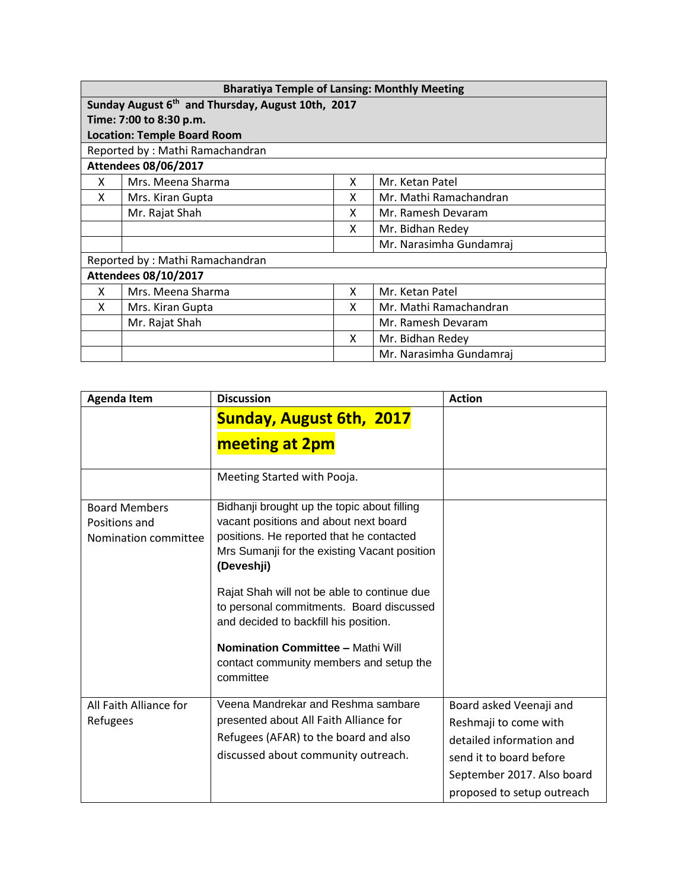| Bharatiya Temple of Lansing: Monthly Meeting | | | |
|---|---|---|---|
| **Sunday August 6th and Thursday, August 10th, 2017** | | | |
| **Time: 7:00 to 8:30 p.m.** | | | |
| **Location: Temple Board Room** | | | |
| Reported by : Mathi Ramachandran | | | |
| **Attendees 08/06/2017** | | | |
| X | Mrs. Meena Sharma | X | Mr. Ketan Patel |
| X | Mrs. Kiran Gupta | X | Mr. Mathi Ramachandran |
| | Mr. Rajat Shah | X | Mr. Ramesh Devaram |
| | | X | Mr. Bidhan Redey |
| | | | Mr. Narasimha Gundamraj |
| Reported by : Mathi Ramachandran | | | |
| **Attendees 08/10/2017** | | | |
| X | Mrs. Meena Sharma | X | Mr. Ketan Patel |
| X | Mrs. Kiran Gupta | X | Mr. Mathi Ramachandran |
| | Mr. Rajat Shah | | Mr. Ramesh Devaram |
| | | X | Mr. Bidhan Redey |
| | | | Mr. Narasimha Gundamraj |

| Agenda Item | Discussion | Action |
|---|---|---|
| | **Sunday, August 6th, 2017 meeting at 2pm** | |
| | Meeting Started with Pooja. | |
| Board Members Positions and Nomination committee | Bidhanji brought up the topic about filling vacant positions and about next board positions. He reported that he contacted Mrs Sumanji for the existing Vacant position **(Deveshji)**<br><br>Rajat Shah will not be able to continue due to personal commitments. Board discussed and decided to backfill his position.<br><br>**Nomination Committee –** Mathi Will contact community members and setup the committee | |
| All Faith Alliance for Refugees | Veena Mandrekar and Reshma sambare presented about All Faith Alliance for Refugees (AFAR) to the board and also discussed about community outreach. | Board asked Veenaji and Reshmaji to come with detailed information and send it to board before September 2017. Also board proposed to setup outreach |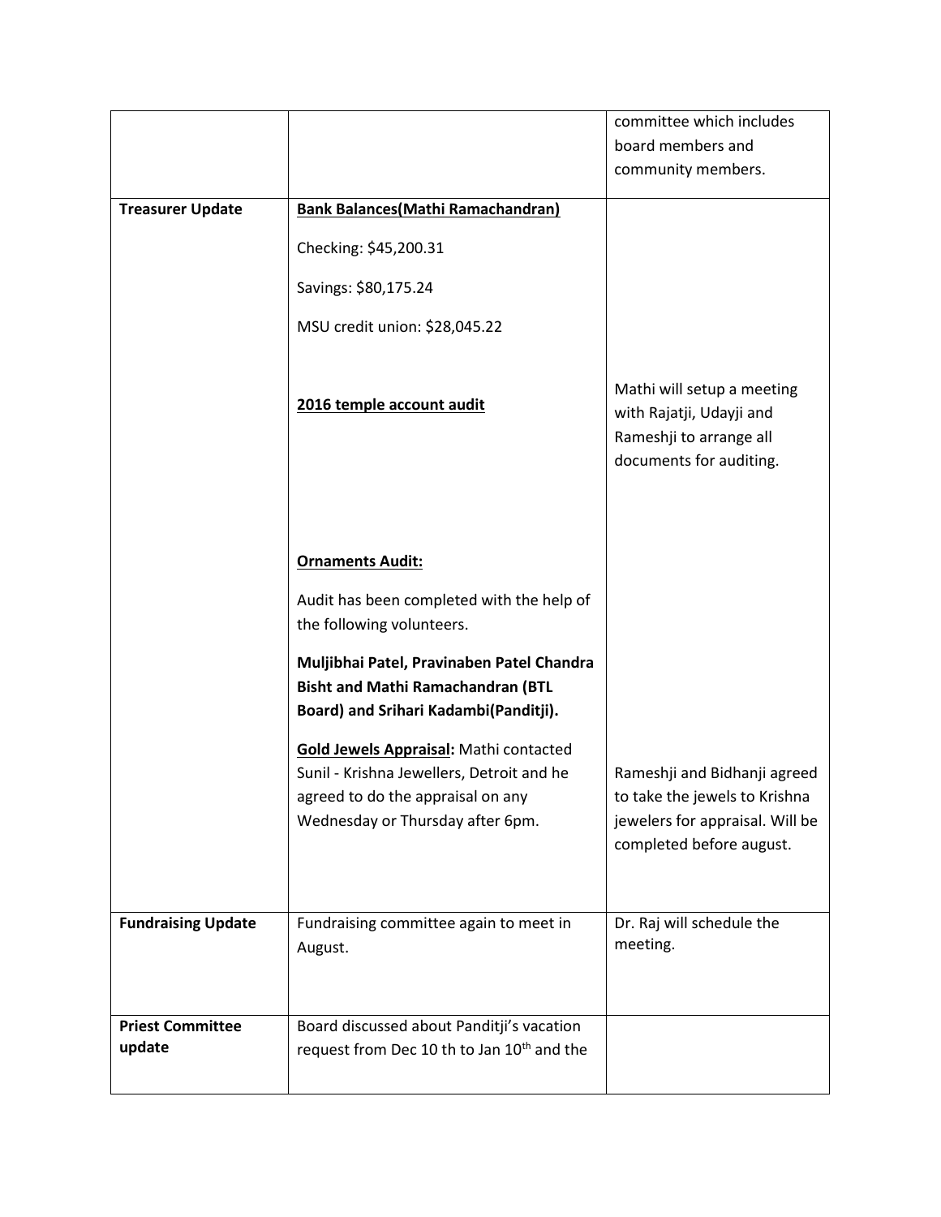|  |  |  |
|---|---|---|
|  |  | committee which includes board members and community members. |
| **Treasurer Update** | **<u>Bank Balances(Mathi Ramachandran)</u>**<br><br>Checking: $45,200.31<br><br>Savings: $80,175.24<br><br>MSU credit union: $28,045.22<br><br>**<u>2016 temple account audit</u>**<br><br>**<u>Ornaments Audit:</u>**<br><br>Audit has been completed with the help of the following volunteers.<br><br>**Muljibhai Patel, Pravinaben Patel Chandra Bisht and Mathi Ramachandran (BTL Board) and Srihari Kadambi(Panditji).**<br><br>**<u>Gold Jewels Appraisal</u>:** Mathi contacted Sunil - Krishna Jewellers, Detroit and he agreed to do the appraisal on any Wednesday or Thursday after 6pm. | Mathi will setup a meeting with Rajatji, Udayji and Rameshji to arrange all documents for auditing.<br><br>Rameshji and Bidhanji agreed to take the jewels to Krishna jewelers for appraisal. Will be completed before august. |
| **Fundraising Update** | Fundraising committee again to meet in August. | Dr. Raj will schedule the meeting. |
| **Priest Committee update** | Board discussed about Panditji's vacation request from Dec 10 th to Jan 10th and the |  |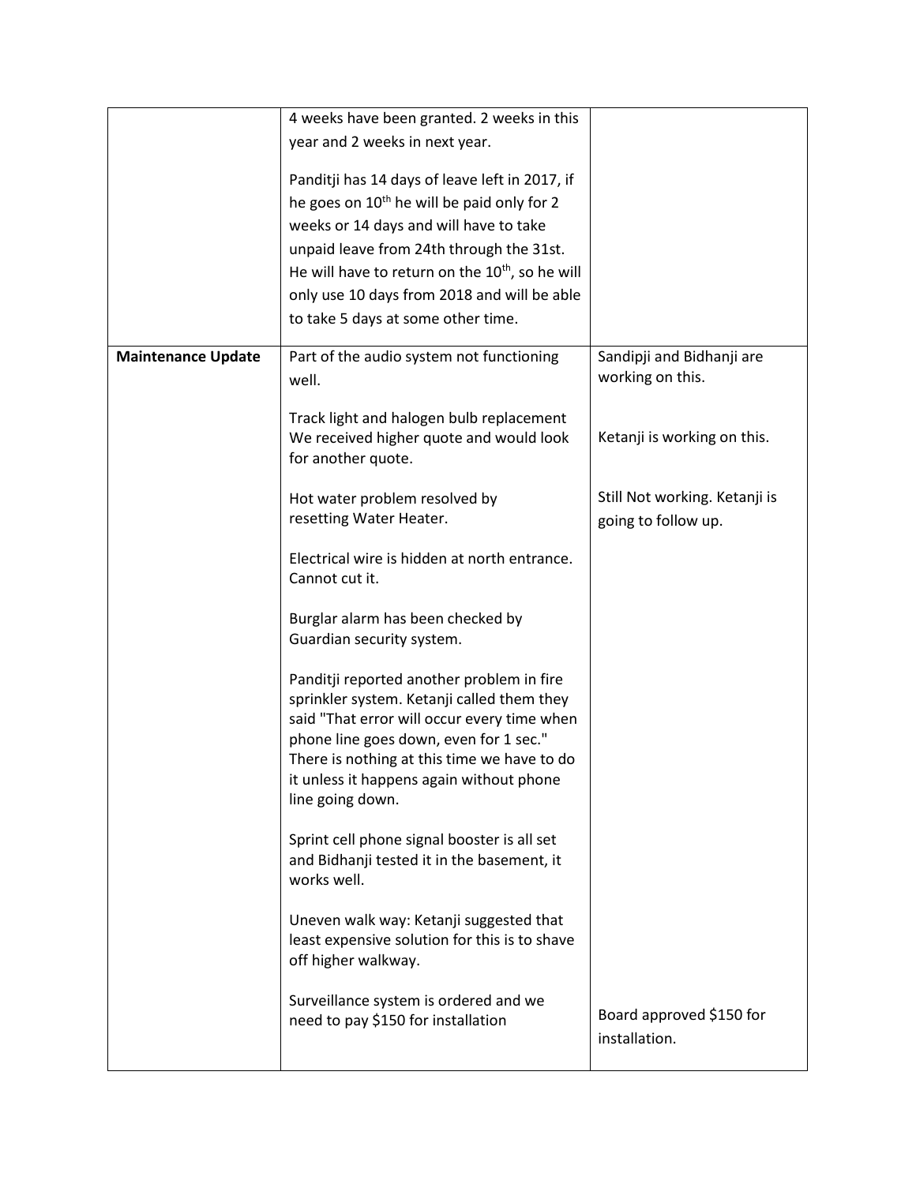| | | |
|---|---|---|
| | 4 weeks have been granted. 2 weeks in this year and 2 weeks in next year.<br><br>Panditji has 14 days of leave left in 2017, if he goes on 10th he will be paid only for 2 weeks or 14 days and will have to take unpaid leave from 24th through the 31st. He will have to return on the 10th, so he will only use 10 days from 2018 and will be able to take 5 days at some other time. | |
| **Maintenance Update** | Part of the audio system not functioning well.<br><br>Track light and halogen bulb replacement We received higher quote and would look for another quote.<br><br>Hot water problem resolved by resetting Water Heater.<br><br>Electrical wire is hidden at north entrance. Cannot cut it.<br><br>Burglar alarm has been checked by Guardian security system.<br><br>Panditji reported another problem in fire sprinkler system. Ketanji called them they said "That error will occur every time when phone line goes down, even for 1 sec." There is nothing at this time we have to do it unless it happens again without phone line going down.<br><br>Sprint cell phone signal booster is all set and Bidhanji tested it in the basement, it works well.<br><br>Uneven walk way: Ketanji suggested that least expensive solution for this is to shave off higher walkway.<br><br>Surveillance system is ordered and we need to pay $150 for installation | Sandipji and Bidhanji are working on this.<br><br>Ketanji is working on this.<br><br>Still Not working. Ketanji is going to follow up.<br><br>Board approved $150 for installation. |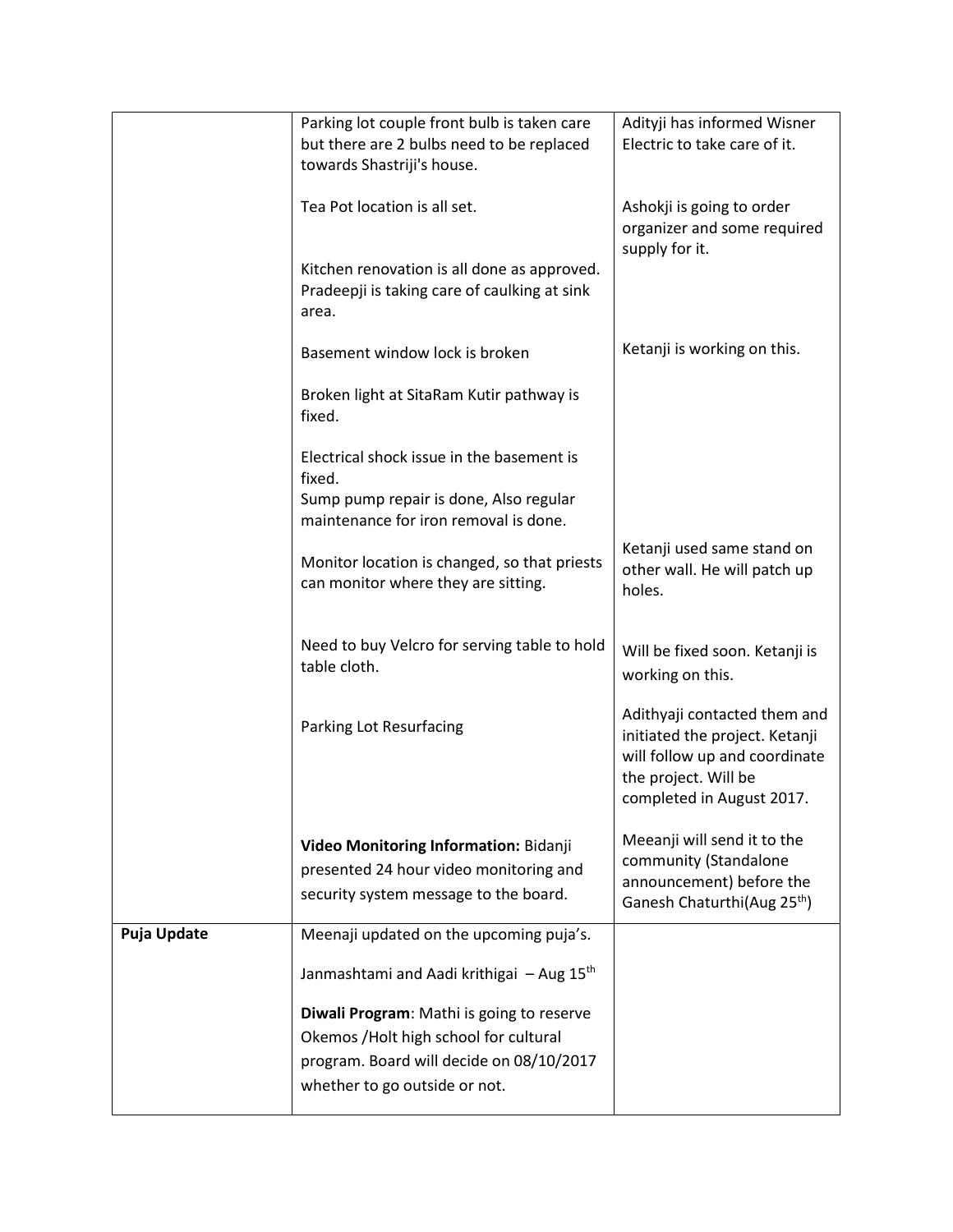| | | |
|---|---|---|
| | Parking lot couple front bulb is taken care but there are 2 bulbs need to be replaced towards Shastriji's house. | Adityji has informed Wisner Electric to take care of it. |
| | Tea Pot location is all set. | Ashokji is going to order organizer and some required supply for it. |
| | Kitchen renovation is all done as approved. Pradeepji is taking care of caulking at sink area. | |
| | Basement window lock is broken | Ketanji is working on this. |
| | Broken light at SitaRam Kutir pathway is fixed. | |
| | Electrical shock issue in the basement is fixed.<br>Sump pump repair is done, Also regular maintenance for iron removal is done. | |
| | Monitor location is changed, so that priests can monitor where they are sitting. | Ketanji used same stand on other wall. He will patch up holes. |
| | Need to buy Velcro for serving table to hold table cloth. | Will be fixed soon. Ketanji is working on this. |
| | Parking Lot Resurfacing | Adithyaji contacted them and initiated the project. Ketanji will follow up and coordinate the project. Will be completed in August 2017. |
| | **Video Monitoring Information:** Bidanji presented 24 hour video monitoring and security system message to the board. | Meeanji will send it to the community (Standalone announcement) before the Ganesh Chaturthi(Aug 25th) |
| **Puja Update** | Meenaji updated on the upcoming puja's.<br><br>Janmashtami and Aadi krithigai – Aug 15th<br><br>**Diwali Program**: Mathi is going to reserve Okemos /Holt high school for cultural program. Board will decide on 08/10/2017 whether to go outside or not. | |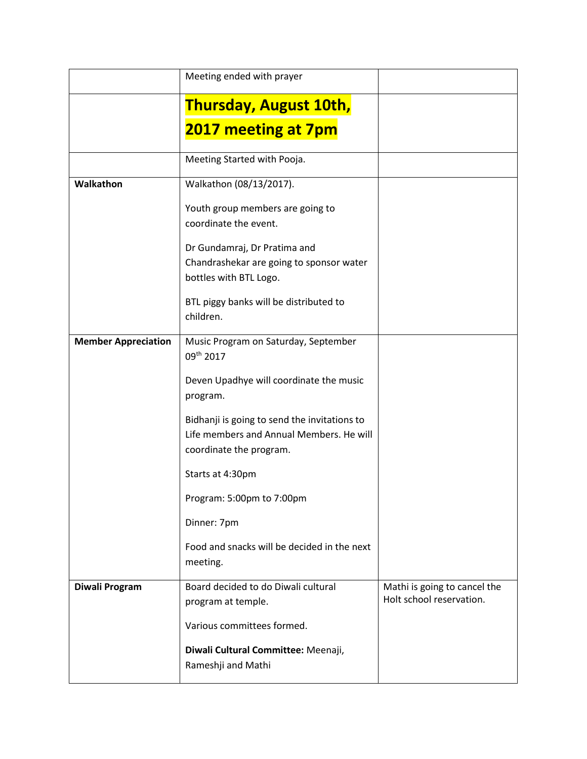| | | |
|---|---|---|
| | Meeting ended with prayer | |
| | **Thursday, August 10th, 2017 meeting at 7pm** | |
| | Meeting Started with Pooja. | |
| **Walkathon** | Walkathon (08/13/2017).<br><br>Youth group members are going to coordinate the event.<br><br>Dr Gundamraj, Dr Pratima and Chandrashekar are going to sponsor water bottles with BTL Logo.<br><br>BTL piggy banks will be distributed to children. | |
| **Member Appreciation** | Music Program on Saturday, September 09th 2017<br><br>Deven Upadhye will coordinate the music program.<br><br>Bidhanji is going to send the invitations to Life members and Annual Members. He will coordinate the program.<br><br>Starts at 4:30pm<br><br>Program: 5:00pm to 7:00pm<br><br>Dinner: 7pm<br><br>Food and snacks will be decided in the next meeting. | |
| **Diwali Program** | Board decided to do Diwali cultural program at temple.<br><br>Various committees formed.<br><br>**Diwali Cultural Committee:** Meenaji, Rameshji and Mathi | Mathi is going to cancel the Holt school reservation. |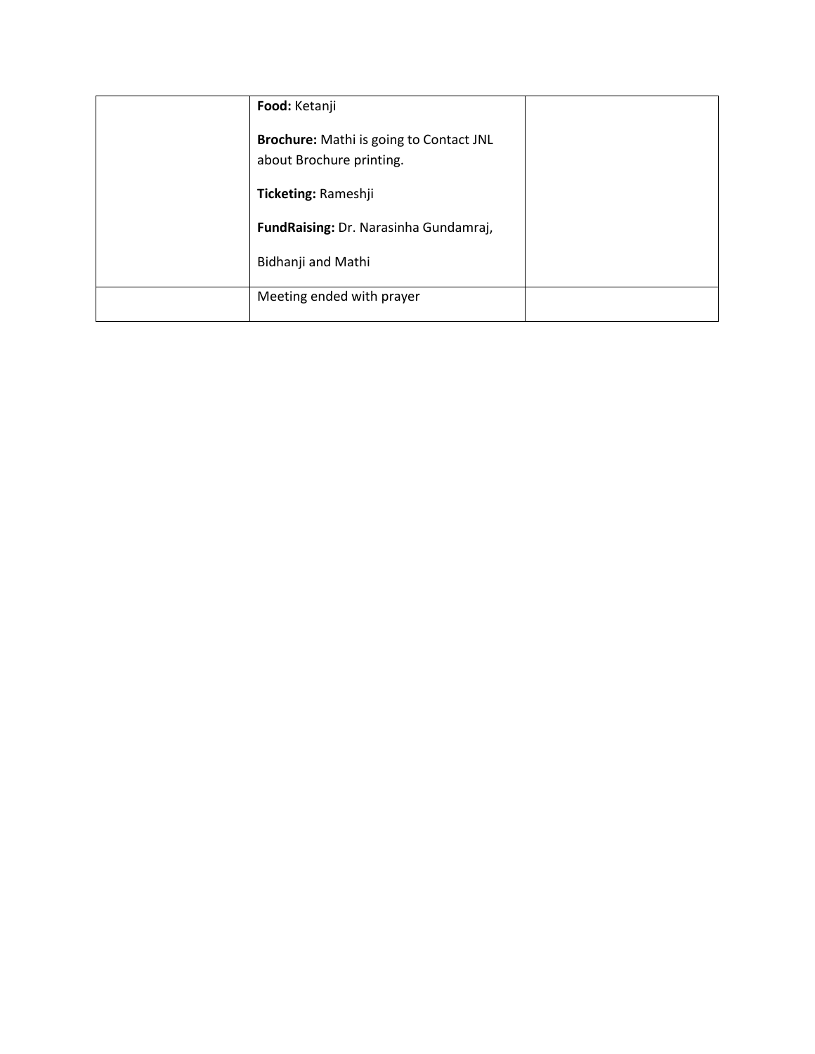| | | |
|---|---|---|
| | **Food:** Ketanji<br><br>**Brochure:** Mathi is going to Contact JNL about Brochure printing.<br><br>**Ticketing:** Rameshji<br><br>**FundRaising:** Dr. Narasinha Gundamraj,<br><br>Bidhanji and Mathi | |
| | Meeting ended with prayer | |